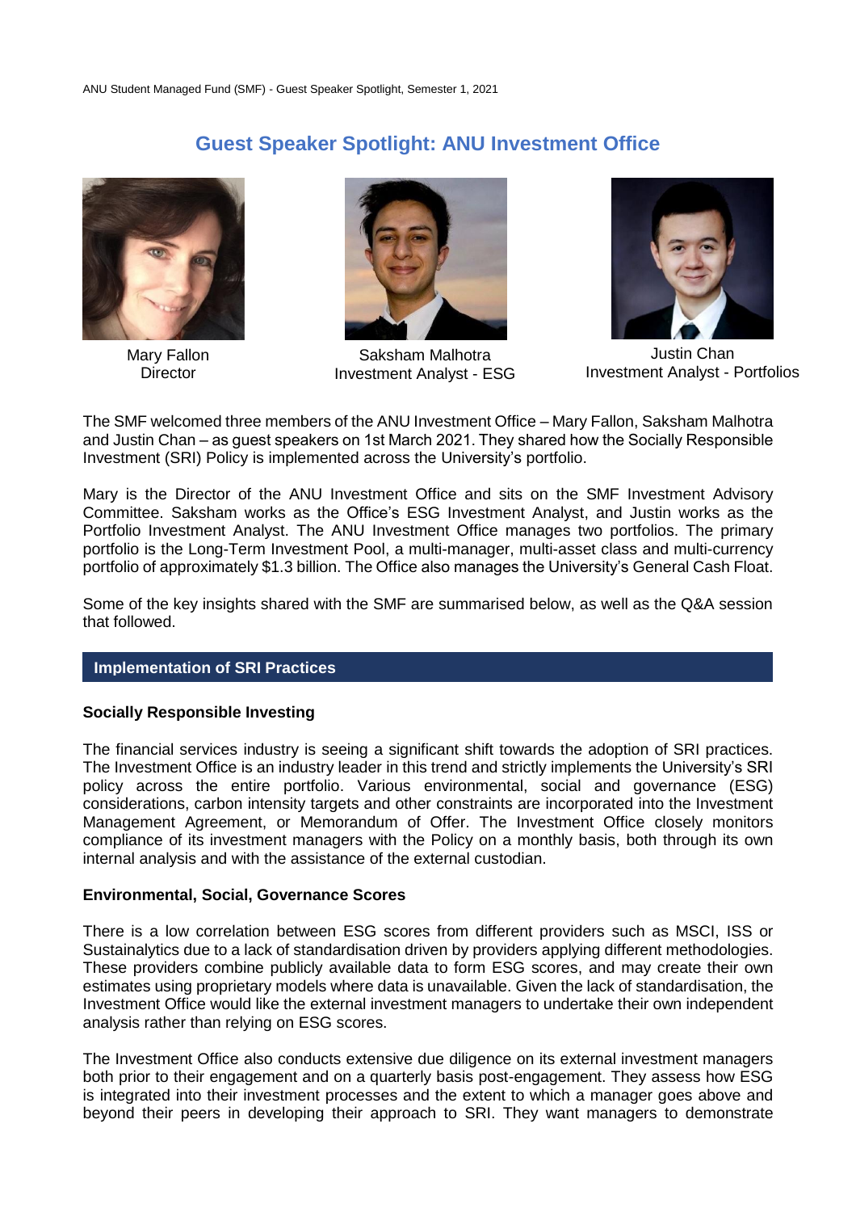ANU Student Managed Fund (SMF) - Guest Speaker Spotlight, Semester 1, 2021

# Guest Speaker Spotlight: ANU Investment Office

Mary Fallon
Director

Saksham Malhotra
Investment Analyst - ESG

Justin Chan
Investment Analyst - Portfolios

The SMF welcomed three members of the ANU Investment Office – Mary Fallon, Saksham Malhotra and Justin Chan – as guest speakers on 1st March 2021. They shared how the Socially Responsible Investment (SRI) Policy is implemented across the University's portfolio.

Mary is the Director of the ANU Investment Office and sits on the SMF Investment Advisory Committee. Saksham works as the Office's ESG Investment Analyst, and Justin works as the Portfolio Investment Analyst. The ANU Investment Office manages two portfolios. The primary portfolio is the Long-Term Investment Pool, a multi-manager, multi-asset class and multi-currency portfolio of approximately $1.3 billion. The Office also manages the University's General Cash Float.

Some of the key insights shared with the SMF are summarised below, as well as the Q&A session that followed.

## Implementation of SRI Practices

### Socially Responsible Investing

The financial services industry is seeing a significant shift towards the adoption of SRI practices. The Investment Office is an industry leader in this trend and strictly implements the University's SRI policy across the entire portfolio. Various environmental, social and governance (ESG) considerations, carbon intensity targets and other constraints are incorporated into the Investment Management Agreement, or Memorandum of Offer. The Investment Office closely monitors compliance of its investment managers with the Policy on a monthly basis, both through its own internal analysis and with the assistance of the external custodian.

### Environmental, Social, Governance Scores

There is a low correlation between ESG scores from different providers such as MSCI, ISS or Sustainalytics due to a lack of standardisation driven by providers applying different methodologies. These providers combine publicly available data to form ESG scores, and may create their own estimates using proprietary models where data is unavailable. Given the lack of standardisation, the Investment Office would like the external investment managers to undertake their own independent analysis rather than relying on ESG scores.

The Investment Office also conducts extensive due diligence on its external investment managers both prior to their engagement and on a quarterly basis post-engagement. They assess how ESG is integrated into their investment processes and the extent to which a manager goes above and beyond their peers in developing their approach to SRI. They want managers to demonstrate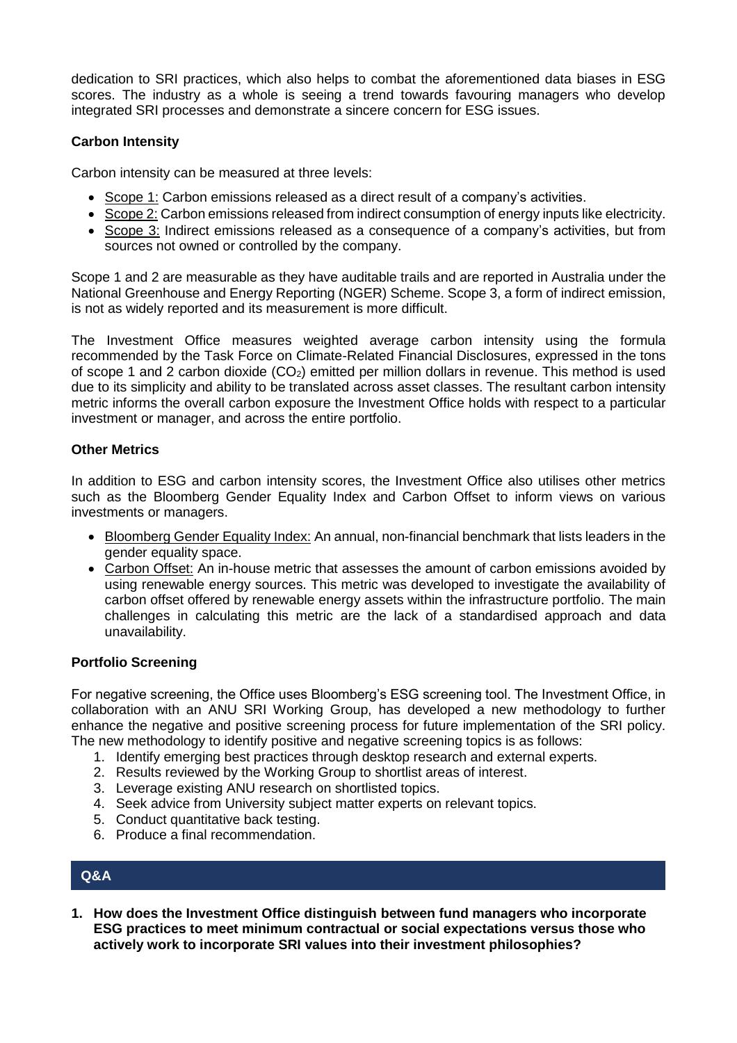dedication to SRI practices, which also helps to combat the aforementioned data biases in ESG scores. The industry as a whole is seeing a trend towards favouring managers who develop integrated SRI processes and demonstrate a sincere concern for ESG issues.

### Carbon Intensity

Carbon intensity can be measured at three levels:

- Scope 1: Carbon emissions released as a direct result of a company's activities.
- Scope 2: Carbon emissions released from indirect consumption of energy inputs like electricity.
- Scope 3: Indirect emissions released as a consequence of a company's activities, but from sources not owned or controlled by the company.

Scope 1 and 2 are measurable as they have auditable trails and are reported in Australia under the National Greenhouse and Energy Reporting (NGER) Scheme. Scope 3, a form of indirect emission, is not as widely reported and its measurement is more difficult.

The Investment Office measures weighted average carbon intensity using the formula recommended by the Task Force on Climate-Related Financial Disclosures, expressed in the tons of scope 1 and 2 carbon dioxide ($CO_2$) emitted per million dollars in revenue. This method is used due to its simplicity and ability to be translated across asset classes. The resultant carbon intensity metric informs the overall carbon exposure the Investment Office holds with respect to a particular investment or manager, and across the entire portfolio.

### Other Metrics

In addition to ESG and carbon intensity scores, the Investment Office also utilises other metrics such as the Bloomberg Gender Equality Index and Carbon Offset to inform views on various investments or managers.

- Bloomberg Gender Equality Index: An annual, non-financial benchmark that lists leaders in the gender equality space.
- Carbon Offset: An in-house metric that assesses the amount of carbon emissions avoided by using renewable energy sources. This metric was developed to investigate the availability of carbon offset offered by renewable energy assets within the infrastructure portfolio. The main challenges in calculating this metric are the lack of a standardised approach and data unavailability.

### Portfolio Screening

For negative screening, the Office uses Bloomberg's ESG screening tool. The Investment Office, in collaboration with an ANU SRI Working Group, has developed a new methodology to further enhance the negative and positive screening process for future implementation of the SRI policy. The new methodology to identify positive and negative screening topics is as follows:

1. Identify emerging best practices through desktop research and external experts.
2. Results reviewed by the Working Group to shortlist areas of interest.
3. Leverage existing ANU research on shortlisted topics.
4. Seek advice from University subject matter experts on relevant topics.
5. Conduct quantitative back testing.
6. Produce a final recommendation.

## Q&A

**1. How does the Investment Office distinguish between fund managers who incorporate ESG practices to meet minimum contractual or social expectations versus those who actively work to incorporate SRI values into their investment philosophies?**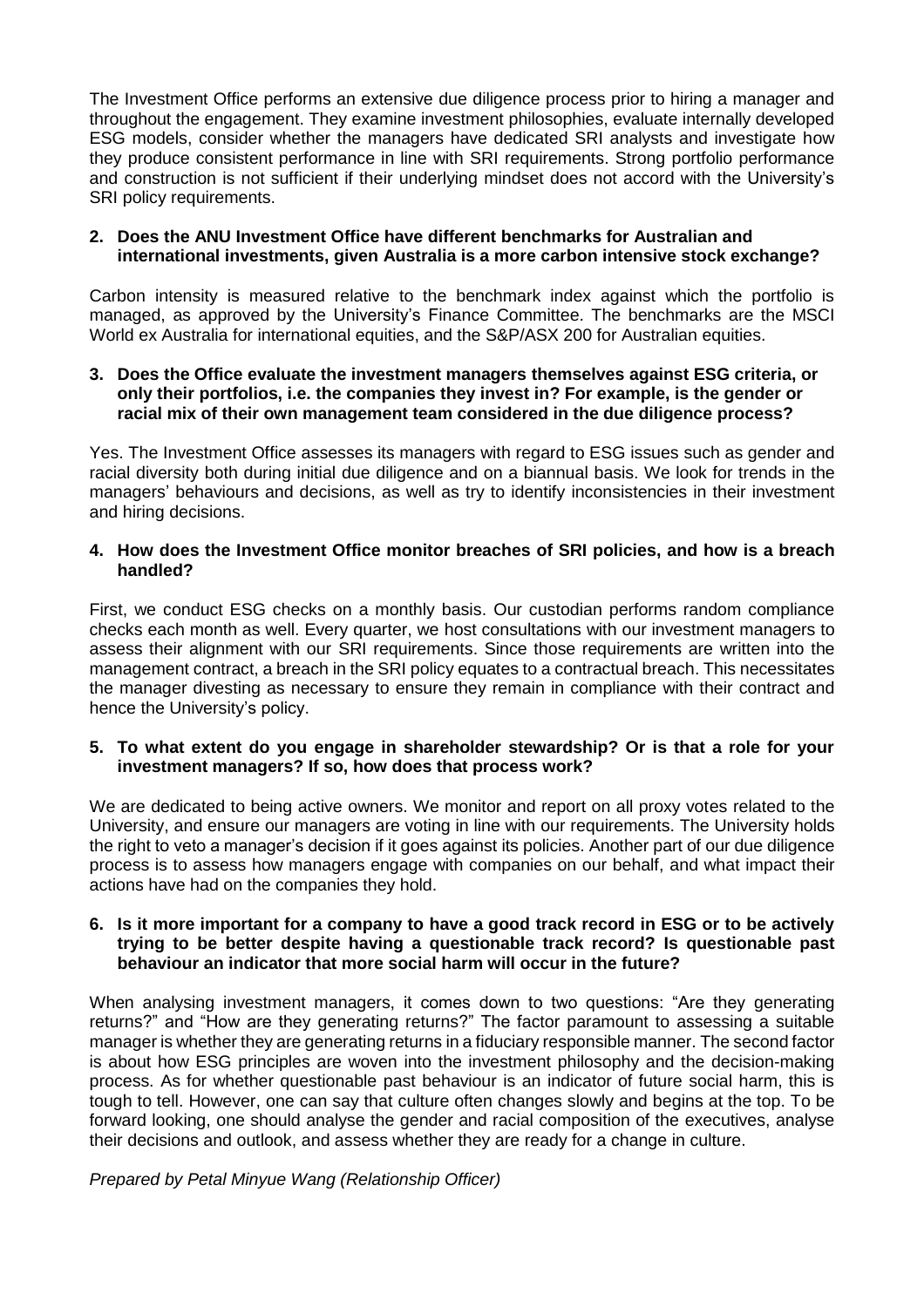The Investment Office performs an extensive due diligence process prior to hiring a manager and throughout the engagement. They examine investment philosophies, evaluate internally developed ESG models, consider whether the managers have dedicated SRI analysts and investigate how they produce consistent performance in line with SRI requirements. Strong portfolio performance and construction is not sufficient if their underlying mindset does not accord with the University's SRI policy requirements.

2. **Does the ANU Investment Office have different benchmarks for Australian and international investments, given Australia is a more carbon intensive stock exchange?**

Carbon intensity is measured relative to the benchmark index against which the portfolio is managed, as approved by the University's Finance Committee. The benchmarks are the MSCI World ex Australia for international equities, and the S&P/ASX 200 for Australian equities.

3. **Does the Office evaluate the investment managers themselves against ESG criteria, or only their portfolios, i.e. the companies they invest in? For example, is the gender or racial mix of their own management team considered in the due diligence process?**

Yes. The Investment Office assesses its managers with regard to ESG issues such as gender and racial diversity both during initial due diligence and on a biannual basis. We look for trends in the managers' behaviours and decisions, as well as try to identify inconsistencies in their investment and hiring decisions.

4. **How does the Investment Office monitor breaches of SRI policies, and how is a breach handled?**

First, we conduct ESG checks on a monthly basis. Our custodian performs random compliance checks each month as well. Every quarter, we host consultations with our investment managers to assess their alignment with our SRI requirements. Since those requirements are written into the management contract, a breach in the SRI policy equates to a contractual breach. This necessitates the manager divesting as necessary to ensure they remain in compliance with their contract and hence the University's policy.

5. **To what extent do you engage in shareholder stewardship? Or is that a role for your investment managers? If so, how does that process work?**

We are dedicated to being active owners. We monitor and report on all proxy votes related to the University, and ensure our managers are voting in line with our requirements. The University holds the right to veto a manager's decision if it goes against its policies. Another part of our due diligence process is to assess how managers engage with companies on our behalf, and what impact their actions have had on the companies they hold.

6. **Is it more important for a company to have a good track record in ESG or to be actively trying to be better despite having a questionable track record? Is questionable past behaviour an indicator that more social harm will occur in the future?**

When analysing investment managers, it comes down to two questions: "Are they generating returns?" and "How are they generating returns?" The factor paramount to assessing a suitable manager is whether they are generating returns in a fiduciary responsible manner. The second factor is about how ESG principles are woven into the investment philosophy and the decision-making process. As for whether questionable past behaviour is an indicator of future social harm, this is tough to tell. However, one can say that culture often changes slowly and begins at the top. To be forward looking, one should analyse the gender and racial composition of the executives, analyse their decisions and outlook, and assess whether they are ready for a change in culture.

*Prepared by Petal Minyue Wang (Relationship Officer)*